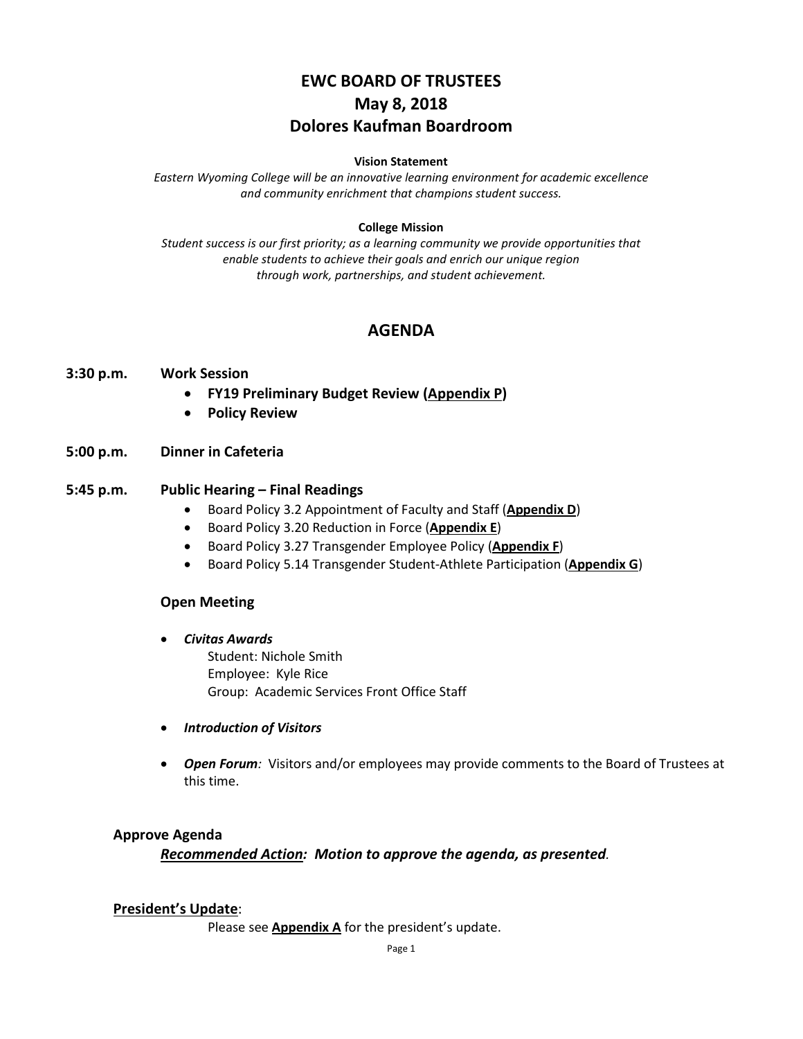# EWC BOARD OF TRUSTEES
# May 8, 2018
# Dolores Kaufman Boardroom

**Vision Statement**

*Eastern Wyoming College will be an innovative learning environment for academic excellence and community enrichment that champions student success.*

**College Mission**

*Student success is our first priority; as a learning community we provide opportunities that enable students to achieve their goals and enrich our unique region through work, partnerships, and student achievement.*

## AGENDA

**3:30 p.m. Work Session**

- **FY19 Preliminary Budget Review (<u>Appendix P</u>)**
- **Policy Review**

**5:00 p.m. Dinner in Cafeteria**

**5:45 p.m. Public Hearing – Final Readings**

- Board Policy 3.2 Appointment of Faculty and Staff (**<u>Appendix D</u>**)
- Board Policy 3.20 Reduction in Force (**<u>Appendix E</u>**)
- Board Policy 3.27 Transgender Employee Policy (**<u>Appendix F</u>**)
- Board Policy 5.14 Transgender Student-Athlete Participation (**<u>Appendix G</u>**)

**Open Meeting**

- ***Civitas Awards***
  Student: Nichole Smith
  Employee: Kyle Rice
  Group: Academic Services Front Office Staff

- ***Introduction of Visitors***

- ***Open Forum**:* Visitors and/or employees may provide comments to the Board of Trustees at this time.

**Approve Agenda**

***<u>Recommended Action</u>: Motion to approve the agenda, as presented**.*

**<u>President's Update</u>**:

Please see **<u>Appendix A</u>** for the president's update.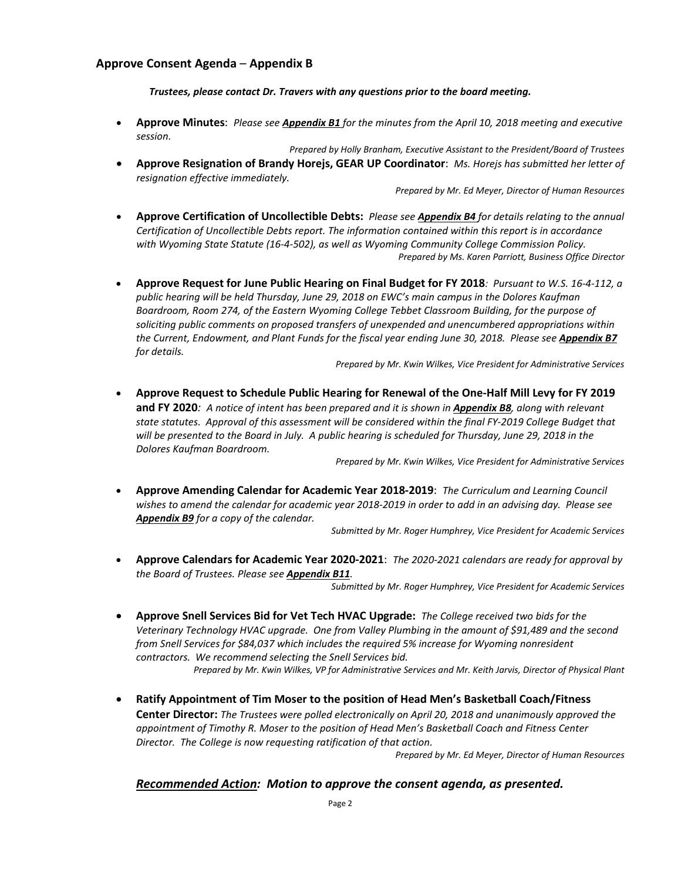## Approve Consent Agenda – Appendix B

***Trustees, please contact Dr. Travers with any questions prior to the board meeting.***

- **Approve Minutes**: *Please see **Appendix B1** for the minutes from the April 10, 2018 meeting and executive session.*

  *Prepared by Holly Branham, Executive Assistant to the President/Board of Trustees*

- **Approve Resignation of Brandy Horejs, GEAR UP Coordinator**: *Ms. Horejs has submitted her letter of resignation effective immediately.*

  *Prepared by Mr. Ed Meyer, Director of Human Resources*

- **Approve Certification of Uncollectible Debts:** *Please see **Appendix B4** for details relating to the annual Certification of Uncollectible Debts report. The information contained within this report is in accordance with Wyoming State Statute (16-4-502), as well as Wyoming Community College Commission Policy.*

  *Prepared by Ms. Karen Parriott, Business Office Director*

- **Approve Request for June Public Hearing on Final Budget for FY 2018***: Pursuant to W.S. 16-4-112, a public hearing will be held Thursday, June 29, 2018 on EWC's main campus in the Dolores Kaufman Boardroom, Room 274, of the Eastern Wyoming College Tebbet Classroom Building, for the purpose of soliciting public comments on proposed transfers of unexpended and unencumbered appropriations within the Current, Endowment, and Plant Funds for the fiscal year ending June 30, 2018. Please see **Appendix B7** for details.*

  *Prepared by Mr. Kwin Wilkes, Vice President for Administrative Services*

- **Approve Request to Schedule Public Hearing for Renewal of the One-Half Mill Levy for FY 2019 and FY 2020***: A notice of intent has been prepared and it is shown in **Appendix B8**, along with relevant state statutes. Approval of this assessment will be considered within the final FY-2019 College Budget that will be presented to the Board in July. A public hearing is scheduled for Thursday, June 29, 2018 in the Dolores Kaufman Boardroom.*

  *Prepared by Mr. Kwin Wilkes, Vice President for Administrative Services*

- **Approve Amending Calendar for Academic Year 2018-2019**: *The Curriculum and Learning Council wishes to amend the calendar for academic year 2018-2019 in order to add in an advising day. Please see **Appendix B9** for a copy of the calendar.*

  *Submitted by Mr. Roger Humphrey, Vice President for Academic Services*

- **Approve Calendars for Academic Year 2020-2021**: *The 2020-2021 calendars are ready for approval by the Board of Trustees. Please see **Appendix B11**.*

  *Submitted by Mr. Roger Humphrey, Vice President for Academic Services*

- **Approve Snell Services Bid for Vet Tech HVAC Upgrade:** *The College received two bids for the Veterinary Technology HVAC upgrade. One from Valley Plumbing in the amount of $91,489 and the second from Snell Services for $84,037 which includes the required 5% increase for Wyoming nonresident contractors. We recommend selecting the Snell Services bid.*

  *Prepared by Mr. Kwin Wilkes, VP for Administrative Services and Mr. Keith Jarvis, Director of Physical Plant*

- **Ratify Appointment of Tim Moser to the position of Head Men's Basketball Coach/Fitness Center Director:** *The Trustees were polled electronically on April 20, 2018 and unanimously approved the appointment of Timothy R. Moser to the position of Head Men's Basketball Coach and Fitness Center Director. The College is now requesting ratification of that action.*

  *Prepared by Mr. Ed Meyer, Director of Human Resources*

***Recommended Action**: Motion to approve the consent agenda, as presented.*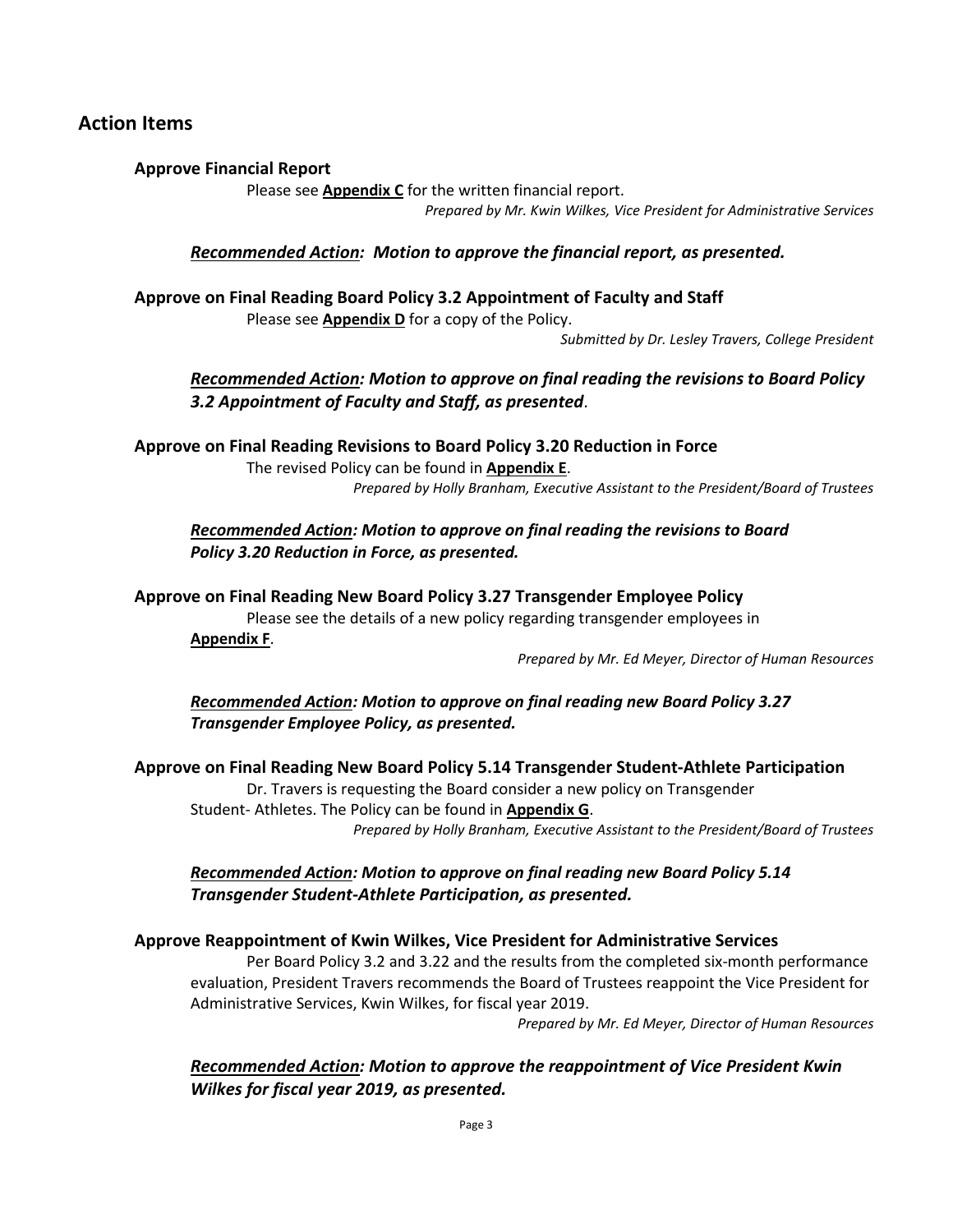## Action Items

### Approve Financial Report

Please see **Appendix C** for the written financial report.

*Prepared by Mr. Kwin Wilkes, Vice President for Administrative Services*

***Recommended Action**: Motion to approve the financial report, as presented.*

### Approve on Final Reading Board Policy 3.2 Appointment of Faculty and Staff

Please see **Appendix D** for a copy of the Policy.

*Submitted by Dr. Lesley Travers, College President*

***Recommended Action**: Motion to approve on final reading the revisions to Board Policy 3.2 Appointment of Faculty and Staff, as presented.*

### Approve on Final Reading Revisions to Board Policy 3.20 Reduction in Force

The revised Policy can be found in **Appendix E**.

*Prepared by Holly Branham, Executive Assistant to the President/Board of Trustees*

***Recommended Action**: Motion to approve on final reading the revisions to Board Policy 3.20 Reduction in Force, as presented.*

### Approve on Final Reading New Board Policy 3.27 Transgender Employee Policy

Please see the details of a new policy regarding transgender employees in **Appendix F**.

*Prepared by Mr. Ed Meyer, Director of Human Resources*

***Recommended Action**: Motion to approve on final reading new Board Policy 3.27 Transgender Employee Policy, as presented.*

### Approve on Final Reading New Board Policy 5.14 Transgender Student-Athlete Participation

Dr. Travers is requesting the Board consider a new policy on Transgender Student- Athletes. The Policy can be found in **Appendix G**.

*Prepared by Holly Branham, Executive Assistant to the President/Board of Trustees*

***Recommended Action**: Motion to approve on final reading new Board Policy 5.14 Transgender Student-Athlete Participation, as presented.*

### Approve Reappointment of Kwin Wilkes, Vice President for Administrative Services

Per Board Policy 3.2 and 3.22 and the results from the completed six-month performance evaluation, President Travers recommends the Board of Trustees reappoint the Vice President for Administrative Services, Kwin Wilkes, for fiscal year 2019.

*Prepared by Mr. Ed Meyer, Director of Human Resources*

***Recommended Action**: Motion to approve the reappointment of Vice President Kwin Wilkes for fiscal year 2019, as presented.*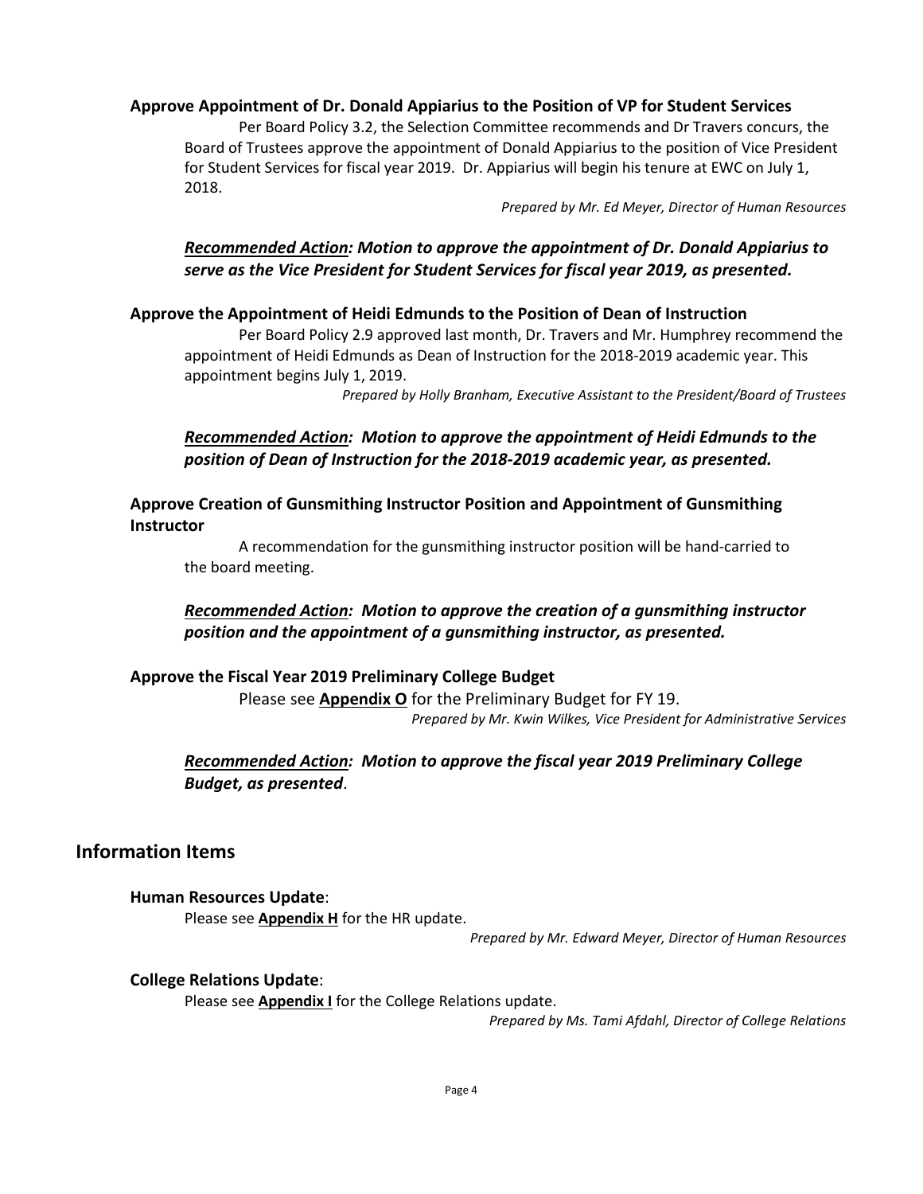### Approve Appointment of Dr. Donald Appiarius to the Position of VP for Student Services

Per Board Policy 3.2, the Selection Committee recommends and Dr Travers concurs, the Board of Trustees approve the appointment of Donald Appiarius to the position of Vice President for Student Services for fiscal year 2019. Dr. Appiarius will begin his tenure at EWC on July 1, 2018.

*Prepared by Mr. Ed Meyer, Director of Human Resources*

***Recommended Action:* Motion to approve the appointment of Dr. Donald Appiarius to serve as the Vice President for Student Services for fiscal year 2019, as presented.**

### Approve the Appointment of Heidi Edmunds to the Position of Dean of Instruction

Per Board Policy 2.9 approved last month, Dr. Travers and Mr. Humphrey recommend the appointment of Heidi Edmunds as Dean of Instruction for the 2018-2019 academic year. This appointment begins July 1, 2019.

*Prepared by Holly Branham, Executive Assistant to the President/Board of Trustees*

***Recommended Action:* Motion to approve the appointment of Heidi Edmunds to the position of Dean of Instruction for the 2018-2019 academic year, as presented.**

### Approve Creation of Gunsmithing Instructor Position and Appointment of Gunsmithing Instructor

A recommendation for the gunsmithing instructor position will be hand-carried to the board meeting.

***Recommended Action:* Motion to approve the creation of a gunsmithing instructor position and the appointment of a gunsmithing instructor, as presented.**

### Approve the Fiscal Year 2019 Preliminary College Budget

Please see **Appendix O** for the Preliminary Budget for FY 19.

*Prepared by Mr. Kwin Wilkes, Vice President for Administrative Services*

***Recommended Action:* Motion to approve the fiscal year 2019 Preliminary College Budget, as presented.**

## Information Items

### Human Resources Update:

Please see **Appendix H** for the HR update.

*Prepared by Mr. Edward Meyer, Director of Human Resources*

### College Relations Update:

Please see **Appendix I** for the College Relations update.

*Prepared by Ms. Tami Afdahl, Director of College Relations*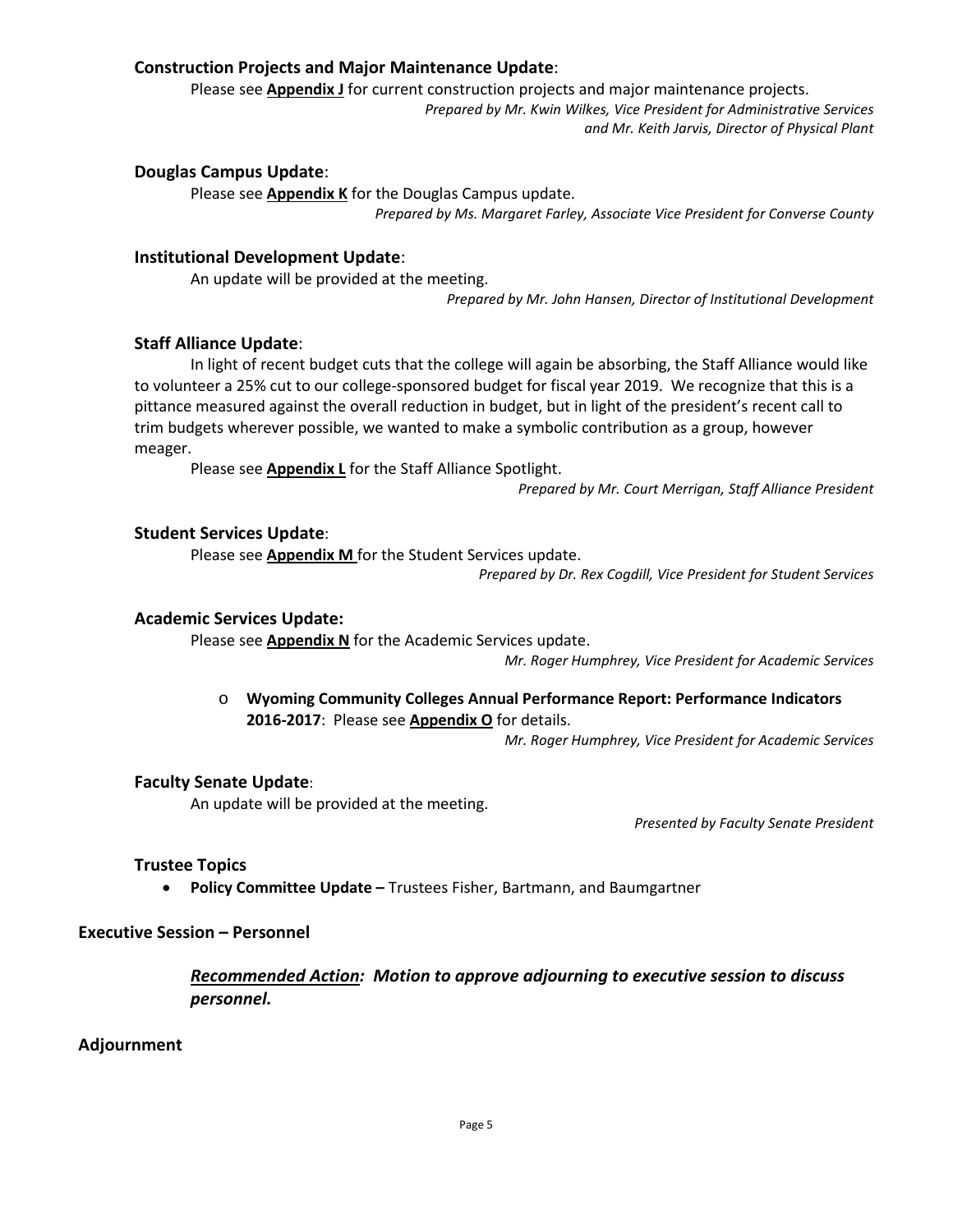### **Construction Projects and Major Maintenance Update**:

Please see **Appendix J** for current construction projects and major maintenance projects.

*Prepared by Mr. Kwin Wilkes, Vice President for Administrative Services and Mr. Keith Jarvis, Director of Physical Plant*

### **Douglas Campus Update**:

Please see **Appendix K** for the Douglas Campus update.

*Prepared by Ms. Margaret Farley, Associate Vice President for Converse County*

### **Institutional Development Update**:

An update will be provided at the meeting.

*Prepared by Mr. John Hansen, Director of Institutional Development*

### **Staff Alliance Update**:

In light of recent budget cuts that the college will again be absorbing, the Staff Alliance would like to volunteer a 25% cut to our college-sponsored budget for fiscal year 2019. We recognize that this is a pittance measured against the overall reduction in budget, but in light of the president's recent call to trim budgets wherever possible, we wanted to make a symbolic contribution as a group, however meager.

Please see **Appendix L** for the Staff Alliance Spotlight.

*Prepared by Mr. Court Merrigan, Staff Alliance President*

### **Student Services Update**:

Please see **Appendix M** for the Student Services update.

*Prepared by Dr. Rex Cogdill, Vice President for Student Services*

### **Academic Services Update:**

Please see **Appendix N** for the Academic Services update.

*Mr. Roger Humphrey, Vice President for Academic Services*

- **Wyoming Community Colleges Annual Performance Report: Performance Indicators 2016-2017**: Please see **Appendix O** for details.

  *Mr. Roger Humphrey, Vice President for Academic Services*

### **Faculty Senate Update**:

An update will be provided at the meeting.

*Presented by Faculty Senate President*

### **Trustee Topics**

- **Policy Committee Update –** Trustees Fisher, Bartmann, and Baumgartner

## **Executive Session – Personnel**

***Recommended Action:* *Motion to approve adjourning to executive session to discuss personnel.***

## **Adjournment**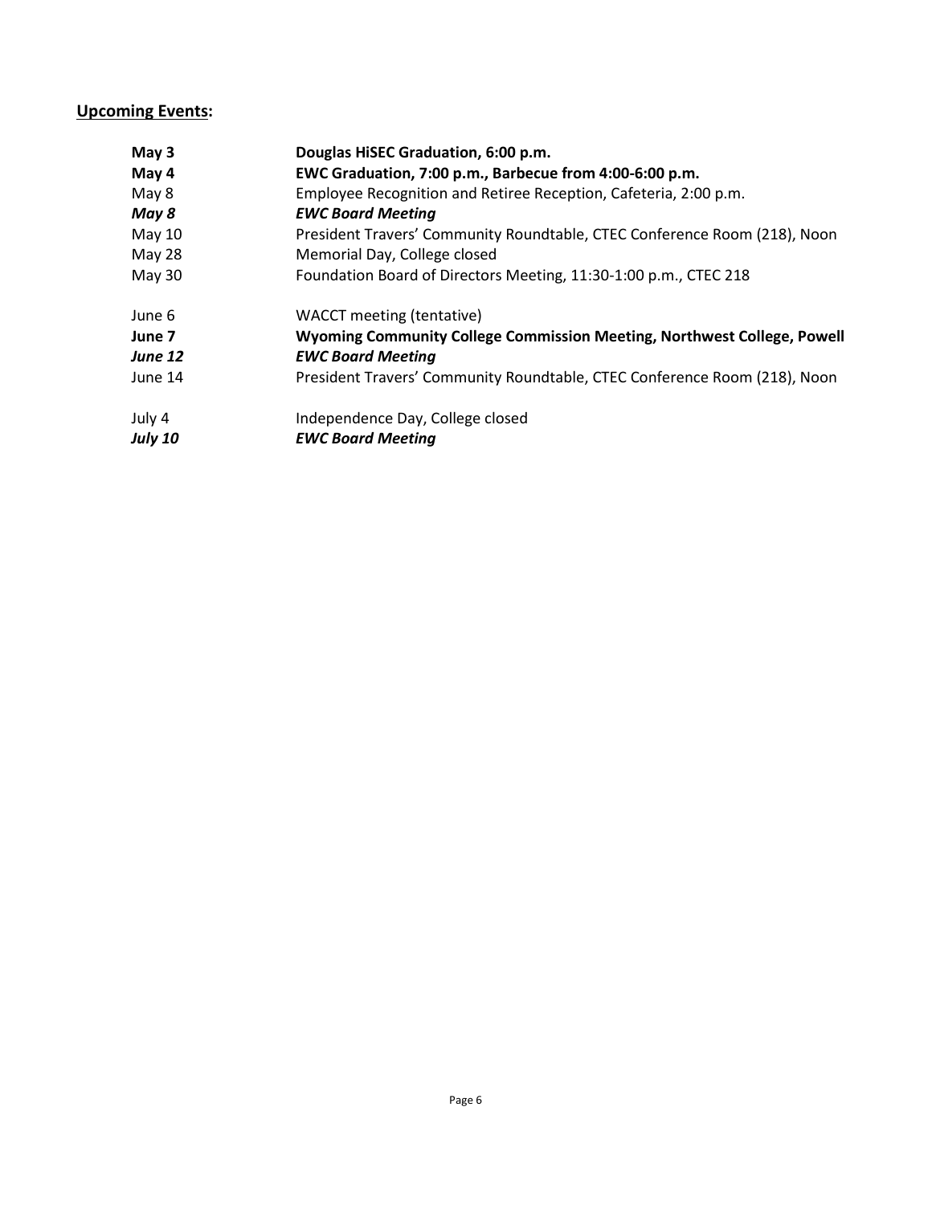**Upcoming Events:**

| | |
|---|---|
| **May 3** | **Douglas HiSEC Graduation, 6:00 p.m.** |
| **May 4** | **EWC Graduation, 7:00 p.m., Barbecue from 4:00-6:00 p.m.** |
| May 8 | Employee Recognition and Retiree Reception, Cafeteria, 2:00 p.m. |
| ***May 8*** | ***EWC Board Meeting*** |
| May 10 | President Travers' Community Roundtable, CTEC Conference Room (218), Noon |
| May 28 | Memorial Day, College closed |
| May 30 | Foundation Board of Directors Meeting, 11:30-1:00 p.m., CTEC 218 |
| June 6 | WACCT meeting (tentative) |
| **June 7** | **Wyoming Community College Commission Meeting, Northwest College, Powell** |
| ***June 12*** | ***EWC Board Meeting*** |
| June 14 | President Travers' Community Roundtable, CTEC Conference Room (218), Noon |
| July 4 | Independence Day, College closed |
| ***July 10*** | ***EWC Board Meeting*** |